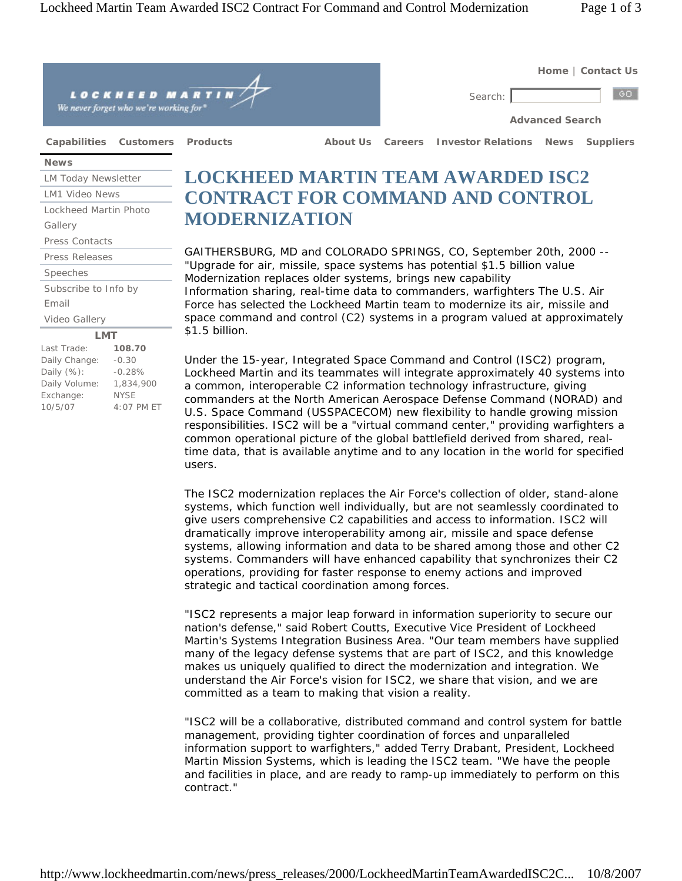Home | Contact Us

Search: GO

Advanced Search

Capabilities Customers Products About Us Careers Investor Relations News Suppliers

**News**

- LM Today Newsletter
- LM1 Video News
- Lockheed Martin Photo Gallery
- Press Contacts
- Press Releases
- Speeches
- Subscribe to Info by Email
- Video Gallery

| LMT | |
|---|---|
| Last Trade: | **108.70** |
| Daily Change: | -0.30 |
| Daily (%): | -0.28% |
| Daily Volume: | 1,834,900 |
| Exchange: | NYSE |
| 10/5/07 | 4:07 PM ET |

# LOCKHEED MARTIN TEAM AWARDED ISC2 CONTRACT FOR COMMAND AND CONTROL MODERNIZATION

GAITHERSBURG, MD and COLORADO SPRINGS, CO, September 20th, 2000 -- "Upgrade for air, missile, space systems has potential $1.5 billion value Modernization replaces older systems, brings new capability Information sharing, real-time data to commanders, warfighters The U.S. Air Force has selected the Lockheed Martin team to modernize its air, missile and space command and control (C2) systems in a program valued at approximately $1.5 billion.

Under the 15-year, Integrated Space Command and Control (ISC2) program, Lockheed Martin and its teammates will integrate approximately 40 systems into a common, interoperable C2 information technology infrastructure, giving commanders at the North American Aerospace Defense Command (NORAD) and U.S. Space Command (USSPACECOM) new flexibility to handle growing mission responsibilities. ISC2 will be a "virtual command center," providing warfighters a common operational picture of the global battlefield derived from shared, real-time data, that is available anytime and to any location in the world for specified users.

The ISC2 modernization replaces the Air Force's collection of older, stand-alone systems, which function well individually, but are not seamlessly coordinated to give users comprehensive C2 capabilities and access to information. ISC2 will dramatically improve interoperability among air, missile and space defense systems, allowing information and data to be shared among those and other C2 systems. Commanders will have enhanced capability that synchronizes their C2 operations, providing for faster response to enemy actions and improved strategic and tactical coordination among forces.

"ISC2 represents a major leap forward in information superiority to secure our nation's defense," said Robert Coutts, Executive Vice President of Lockheed Martin's Systems Integration Business Area. "Our team members have supplied many of the legacy defense systems that are part of ISC2, and this knowledge makes us uniquely qualified to direct the modernization and integration. We understand the Air Force's vision for ISC2, we share that vision, and we are committed as a team to making that vision a reality.

"ISC2 will be a collaborative, distributed command and control system for battle management, providing tighter coordination of forces and unparalleled information support to warfighters," added Terry Drabant, President, Lockheed Martin Mission Systems, which is leading the ISC2 team. "We have the people and facilities in place, and are ready to ramp-up immediately to perform on this contract."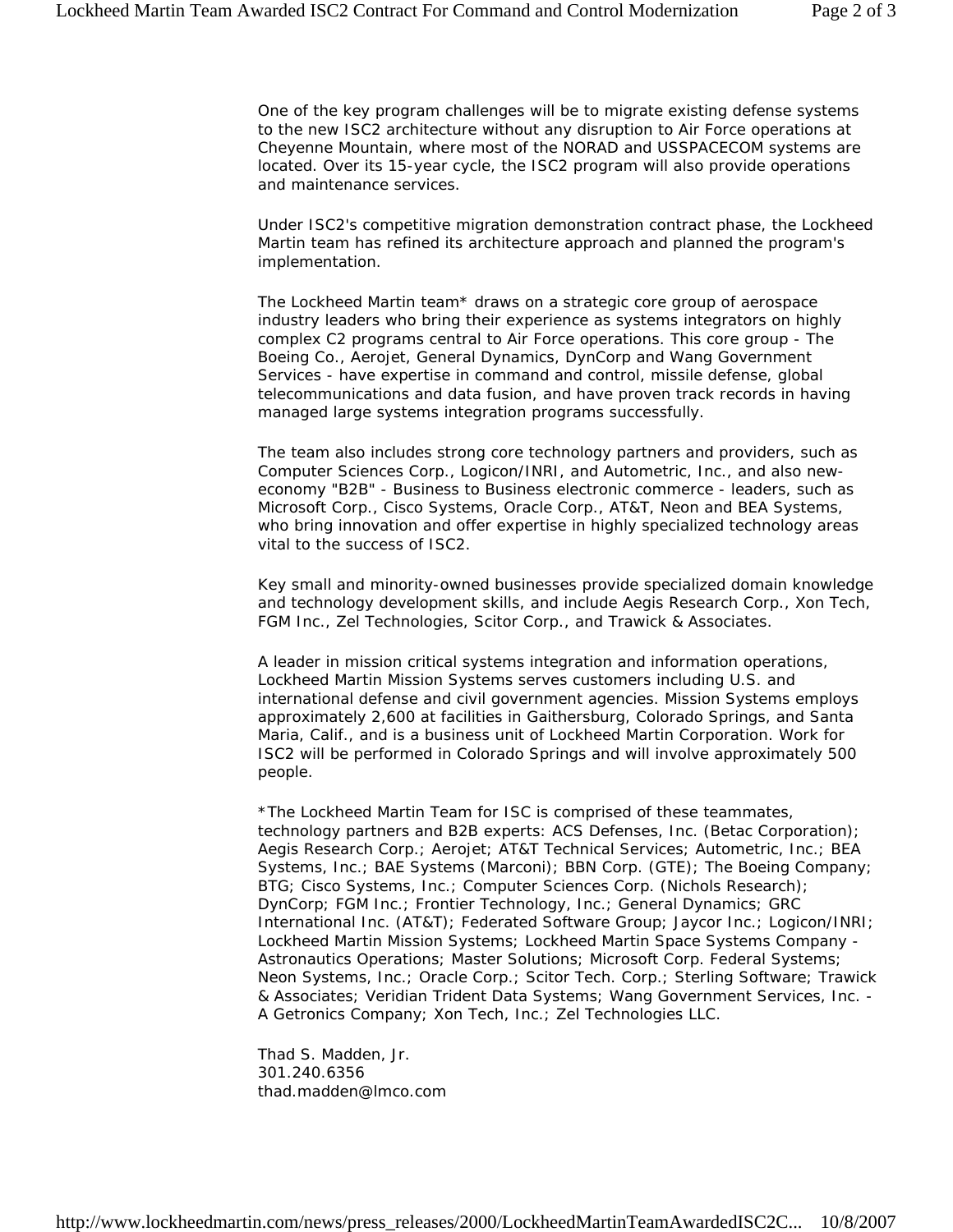One of the key program challenges will be to migrate existing defense systems to the new ISC2 architecture without any disruption to Air Force operations at Cheyenne Mountain, where most of the NORAD and USSPACECOM systems are located. Over its 15-year cycle, the ISC2 program will also provide operations and maintenance services.

Under ISC2's competitive migration demonstration contract phase, the Lockheed Martin team has refined its architecture approach and planned the program's implementation.

The Lockheed Martin team* draws on a strategic core group of aerospace industry leaders who bring their experience as systems integrators on highly complex C2 programs central to Air Force operations. This core group - The Boeing Co., Aerojet, General Dynamics, DynCorp and Wang Government Services - have expertise in command and control, missile defense, global telecommunications and data fusion, and have proven track records in having managed large systems integration programs successfully.

The team also includes strong core technology partners and providers, such as Computer Sciences Corp., Logicon/INRI, and Autometric, Inc., and also new-economy "B2B" - Business to Business electronic commerce - leaders, such as Microsoft Corp., Cisco Systems, Oracle Corp., AT&T, Neon and BEA Systems, who bring innovation and offer expertise in highly specialized technology areas vital to the success of ISC2.

Key small and minority-owned businesses provide specialized domain knowledge and technology development skills, and include Aegis Research Corp., Xon Tech, FGM Inc., Zel Technologies, Scitor Corp., and Trawick & Associates.

A leader in mission critical systems integration and information operations, Lockheed Martin Mission Systems serves customers including U.S. and international defense and civil government agencies. Mission Systems employs approximately 2,600 at facilities in Gaithersburg, Colorado Springs, and Santa Maria, Calif., and is a business unit of Lockheed Martin Corporation. Work for ISC2 will be performed in Colorado Springs and will involve approximately 500 people.

*The Lockheed Martin Team for ISC is comprised of these teammates, technology partners and B2B experts: ACS Defenses, Inc. (Betac Corporation); Aegis Research Corp.; Aerojet; AT&T Technical Services; Autometric, Inc.; BEA Systems, Inc.; BAE Systems (Marconi); BBN Corp. (GTE); The Boeing Company; BTG; Cisco Systems, Inc.; Computer Sciences Corp. (Nichols Research); DynCorp; FGM Inc.; Frontier Technology, Inc.; General Dynamics; GRC International Inc. (AT&T); Federated Software Group; Jaycor Inc.; Logicon/INRI; Lockheed Martin Mission Systems; Lockheed Martin Space Systems Company - Astronautics Operations; Master Solutions; Microsoft Corp. Federal Systems; Neon Systems, Inc.; Oracle Corp.; Scitor Tech. Corp.; Sterling Software; Trawick & Associates; Veridian Trident Data Systems; Wang Government Services, Inc. - A Getronics Company; Xon Tech, Inc.; Zel Technologies LLC.

Thad S. Madden, Jr.
301.240.6356
thad.madden@lmco.com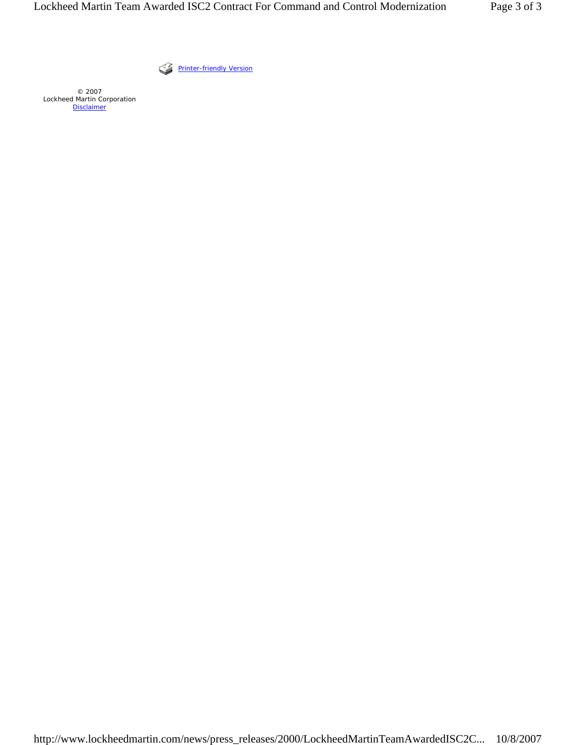Printer-friendly Version

© 2007
Lockheed Martin Corporation
Disclaimer